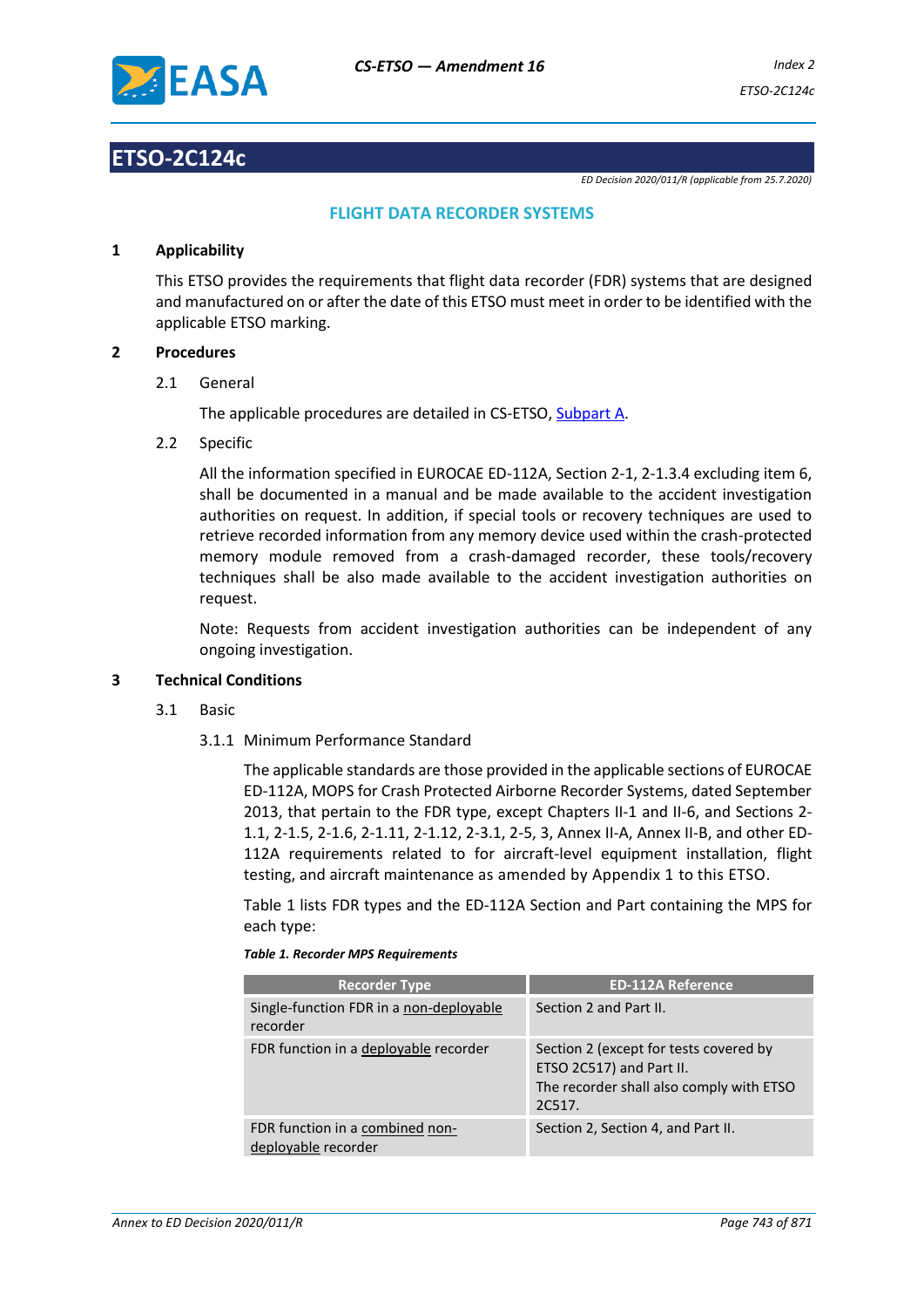# ETSO-2C124c

*ED Decision 2020/011/R (applicable from 25.7.2020)*

## FLIGHT DATA RECORDER SYSTEMS

### 1 Applicability

This ETSO provides the requirements that flight data recorder (FDR) systems that are designed and manufactured on or after the date of this ETSO must meet in order to be identified with the applicable ETSO marking.

### 2 Procedures

2.1 General

The applicable procedures are detailed in CS-ETSO, Subpart A.

2.2 Specific

All the information specified in EUROCAE ED-112A, Section 2-1, 2-1.3.4 excluding item 6, shall be documented in a manual and be made available to the accident investigation authorities on request. In addition, if special tools or recovery techniques are used to retrieve recorded information from any memory device used within the crash-protected memory module removed from a crash-damaged recorder, these tools/recovery techniques shall be also made available to the accident investigation authorities on request.

Note: Requests from accident investigation authorities can be independent of any ongoing investigation.

### 3 Technical Conditions

3.1 Basic

3.1.1 Minimum Performance Standard

The applicable standards are those provided in the applicable sections of EUROCAE ED-112A, MOPS for Crash Protected Airborne Recorder Systems, dated September 2013, that pertain to the FDR type, except Chapters II-1 and II-6, and Sections 2-1.1, 2-1.5, 2-1.6, 2-1.11, 2-1.12, 2-3.1, 2-5, 3, Annex II-A, Annex II-B, and other ED-112A requirements related to for aircraft-level equipment installation, flight testing, and aircraft maintenance as amended by Appendix 1 to this ETSO.

Table 1 lists FDR types and the ED-112A Section and Part containing the MPS for each type:

***Table 1. Recorder MPS Requirements***

| Recorder Type | ED-112A Reference |
|---|---|
| Single-function FDR in a non-deployable recorder | Section 2 and Part II. |
| FDR function in a deployable recorder | Section 2 (except for tests covered by ETSO 2C517) and Part II. The recorder shall also comply with ETSO 2C517. |
| FDR function in a combined non-deployable recorder | Section 2, Section 4, and Part II. |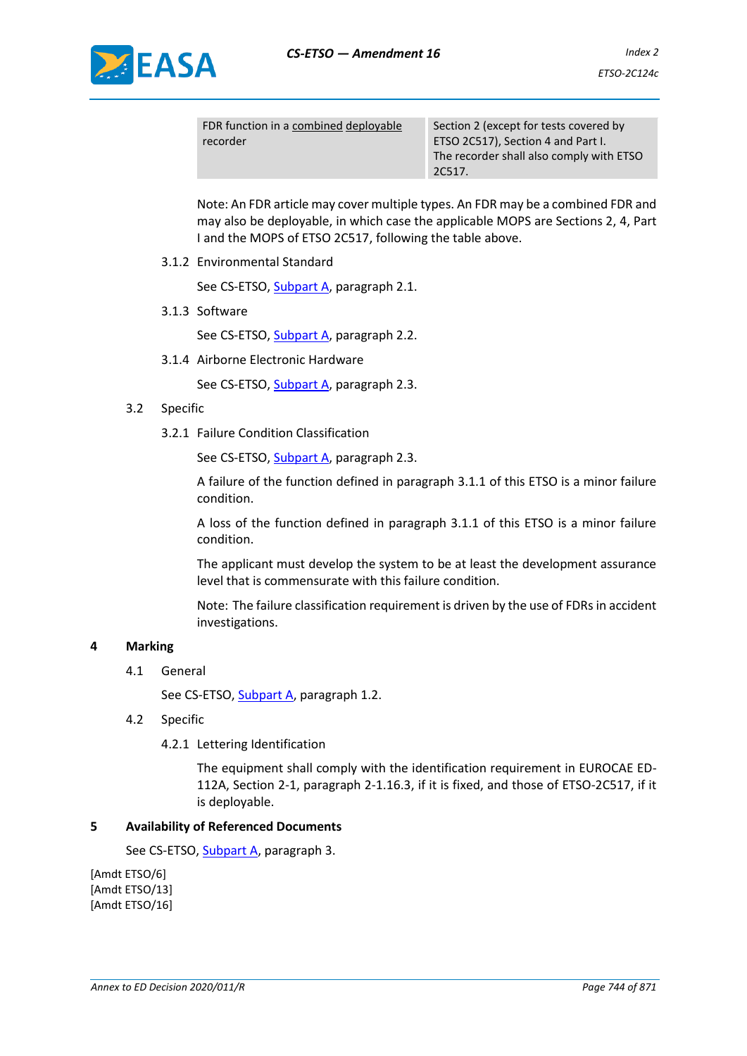| FDR function in a combined deployable recorder | Section 2 (except for tests covered by ETSO 2C517), Section 4 and Part I. The recorder shall also comply with ETSO 2C517. |
|---|---|

Note: An FDR article may cover multiple types. An FDR may be a combined FDR and may also be deployable, in which case the applicable MOPS are Sections 2, 4, Part I and the MOPS of ETSO 2C517, following the table above.

3.1.2 Environmental Standard

See CS-ETSO, Subpart A, paragraph 2.1.

3.1.3 Software

See CS-ETSO, Subpart A, paragraph 2.2.

3.1.4 Airborne Electronic Hardware

See CS-ETSO, Subpart A, paragraph 2.3.

3.2 Specific

3.2.1 Failure Condition Classification

See CS-ETSO, Subpart A, paragraph 2.3.

A failure of the function defined in paragraph 3.1.1 of this ETSO is a minor failure condition.

A loss of the function defined in paragraph 3.1.1 of this ETSO is a minor failure condition.

The applicant must develop the system to be at least the development assurance level that is commensurate with this failure condition.

Note: The failure classification requirement is driven by the use of FDRs in accident investigations.

## 4 Marking

4.1 General

See CS-ETSO, Subpart A, paragraph 1.2.

4.2 Specific

4.2.1 Lettering Identification

The equipment shall comply with the identification requirement in EUROCAE ED-112A, Section 2-1, paragraph 2-1.16.3, if it is fixed, and those of ETSO-2C517, if it is deployable.

## 5 Availability of Referenced Documents

See CS-ETSO, Subpart A, paragraph 3.

[Amdt ETSO/6]
[Amdt ETSO/13]
[Amdt ETSO/16]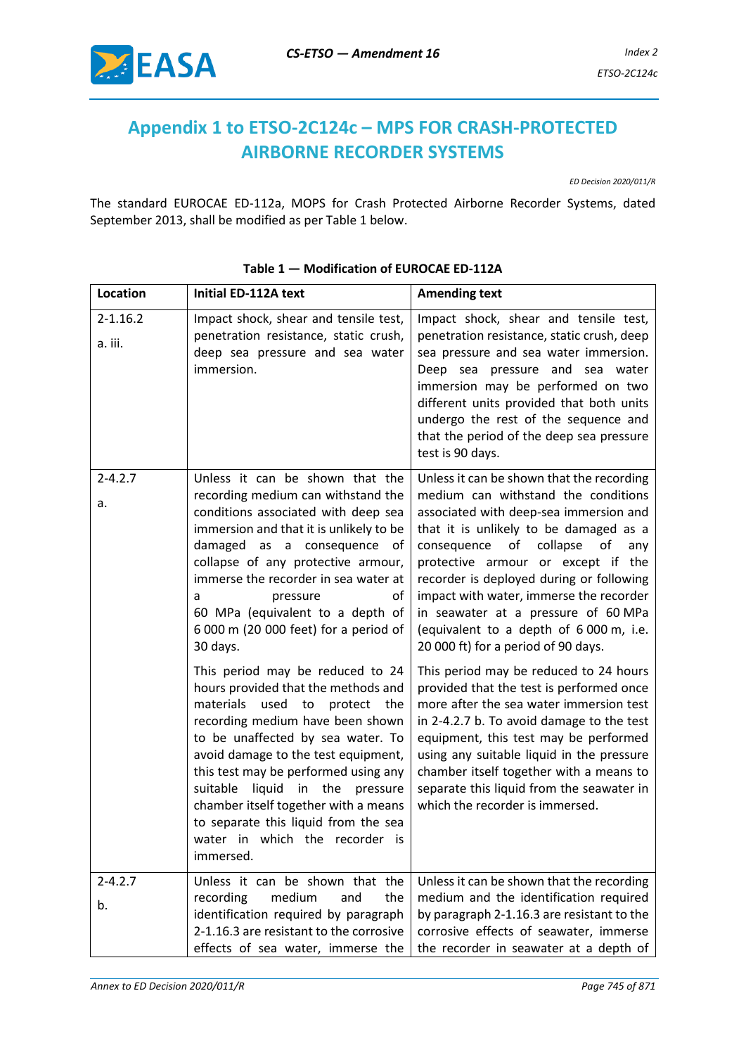# Appendix 1 to ETSO-2C124c – MPS FOR CRASH-PROTECTED AIRBORNE RECORDER SYSTEMS

*ED Decision 2020/011/R*

The standard EUROCAE ED-112a, MOPS for Crash Protected Airborne Recorder Systems, dated September 2013, shall be modified as per Table 1 below.

**Table 1 — Modification of EUROCAE ED-112A**

| Location | Initial ED-112A text | Amending text |
|---|---|---|
| 2-1.16.2 a. iii. | Impact shock, shear and tensile test, penetration resistance, static crush, deep sea pressure and sea water immersion. | Impact shock, shear and tensile test, penetration resistance, static crush, deep sea pressure and sea water immersion. Deep sea pressure and sea water immersion may be performed on two different units provided that both units undergo the rest of the sequence and that the period of the deep sea pressure test is 90 days. |
| 2-4.2.7 a. | Unless it can be shown that the recording medium can withstand the conditions associated with deep sea immersion and that it is unlikely to be damaged as a consequence of collapse of any protective armour, immerse the recorder in sea water at a pressure of 60 MPa (equivalent to a depth of 6 000 m (20 000 feet) for a period of 30 days.<br><br>This period may be reduced to 24 hours provided that the methods and materials used to protect the recording medium have been shown to be unaffected by sea water. To avoid damage to the test equipment, this test may be performed using any suitable liquid in the pressure chamber itself together with a means to separate this liquid from the sea water in which the recorder is immersed. | Unless it can be shown that the recording medium can withstand the conditions associated with deep-sea immersion and that it is unlikely to be damaged as a consequence of collapse of any protective armour or except if the recorder is deployed during or following impact with water, immerse the recorder in seawater at a pressure of 60 MPa (equivalent to a depth of 6 000 m, i.e. 20 000 ft) for a period of 90 days.<br><br>This period may be reduced to 24 hours provided that the test is performed once more after the sea water immersion test in 2-4.2.7 b. To avoid damage to the test equipment, this test may be performed using any suitable liquid in the pressure chamber itself together with a means to separate this liquid from the seawater in which the recorder is immersed. |
| 2-4.2.7 b. | Unless it can be shown that the recording medium and the identification required by paragraph 2-1.16.3 are resistant to the corrosive effects of sea water, immerse the | Unless it can be shown that the recording medium and the identification required by paragraph 2-1.16.3 are resistant to the corrosive effects of seawater, immerse the recorder in seawater at a depth of |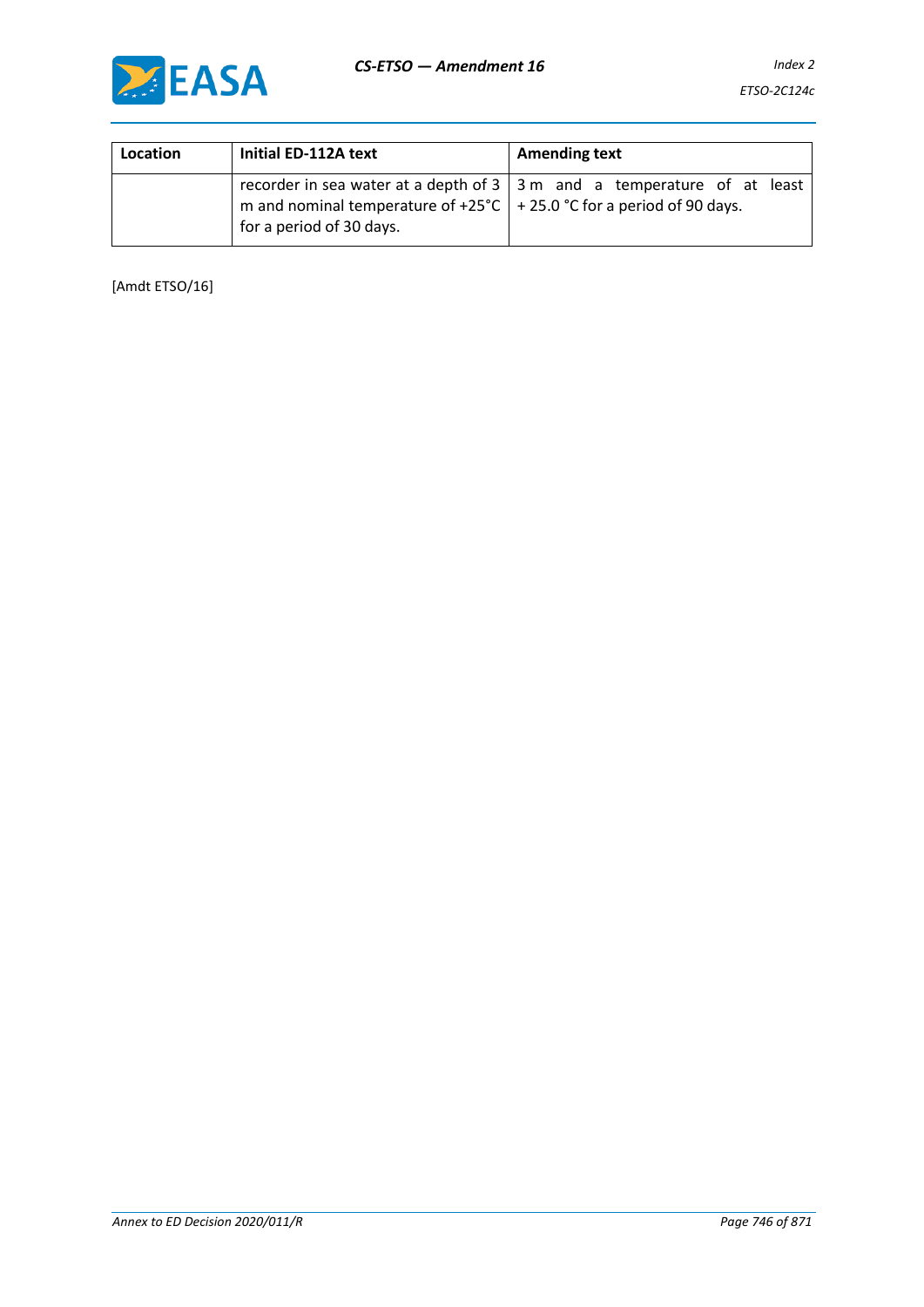| Location | Initial ED-112A text | Amending text |
|---|---|---|
| | recorder in sea water at a depth of 3 m and nominal temperature of +25°C for a period of 30 days. | 3 m and a temperature of at least + 25.0 °C for a period of 90 days. |

[Amdt ETSO/16]